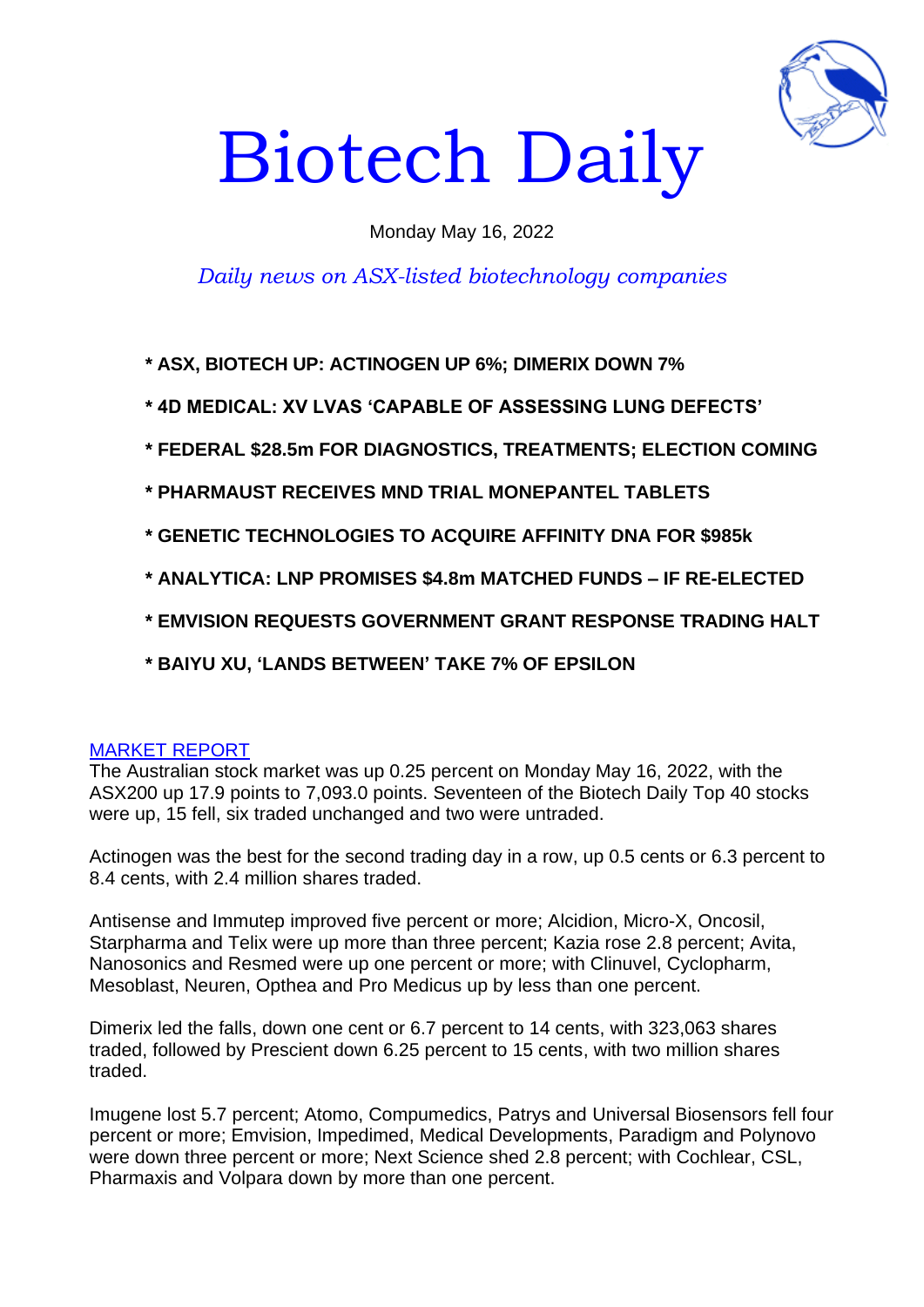# Biotech Daily

Monday May 16, 2022

*Daily news on ASX-listed biotechnology companies*

**\* ASX, BIOTECH UP: ACTINOGEN UP 6%; DIMERIX DOWN 7%**

**\* 4D MEDICAL: XV LVAS 'CAPABLE OF ASSESSING LUNG DEFECTS'**

**\* FEDERAL $28.5m FOR DIAGNOSTICS, TREATMENTS; ELECTION COMING**

**\* PHARMAUST RECEIVES MND TRIAL MONEPANTEL TABLETS**

**\* GENETIC TECHNOLOGIES TO ACQUIRE AFFINITY DNA FOR $985k**

**\* ANALYTICA: LNP PROMISES $4.8m MATCHED FUNDS – IF RE-ELECTED**

**\* EMVISION REQUESTS GOVERNMENT GRANT RESPONSE TRADING HALT**

**\* BAIYU XU, 'LANDS BETWEEN' TAKE 7% OF EPSILON**

## MARKET REPORT

The Australian stock market was up 0.25 percent on Monday May 16, 2022, with the ASX200 up 17.9 points to 7,093.0 points. Seventeen of the Biotech Daily Top 40 stocks were up, 15 fell, six traded unchanged and two were untraded.

Actinogen was the best for the second trading day in a row, up 0.5 cents or 6.3 percent to 8.4 cents, with 2.4 million shares traded.

Antisense and Immutep improved five percent or more; Alcidion, Micro-X, Oncosil, Starpharma and Telix were up more than three percent; Kazia rose 2.8 percent; Avita, Nanosonics and Resmed were up one percent or more; with Clinuvel, Cyclopharm, Mesoblast, Neuren, Opthea and Pro Medicus up by less than one percent.

Dimerix led the falls, down one cent or 6.7 percent to 14 cents, with 323,063 shares traded, followed by Prescient down 6.25 percent to 15 cents, with two million shares traded.

Imugene lost 5.7 percent; Atomo, Compumedics, Patrys and Universal Biosensors fell four percent or more; Emvision, Impedimed, Medical Developments, Paradigm and Polynovo were down three percent or more; Next Science shed 2.8 percent; with Cochlear, CSL, Pharmaxis and Volpara down by more than one percent.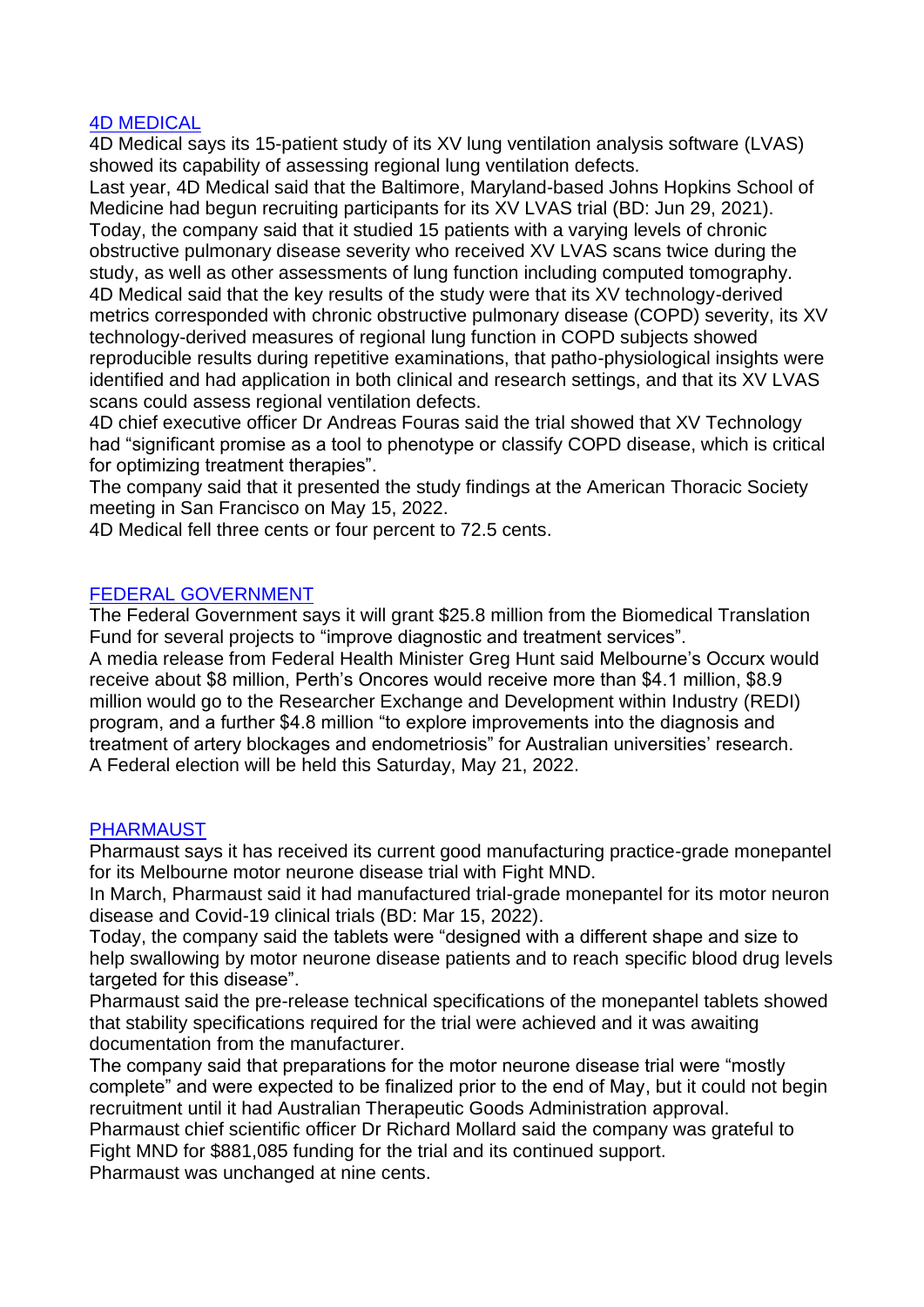## [4D MEDICAL]

4D Medical says its 15-patient study of its XV lung ventilation analysis software (LVAS) showed its capability of assessing regional lung ventilation defects.

Last year, 4D Medical said that the Baltimore, Maryland-based Johns Hopkins School of Medicine had begun recruiting participants for its XV LVAS trial (BD: Jun 29, 2021).

Today, the company said that it studied 15 patients with a varying levels of chronic obstructive pulmonary disease severity who received XV LVAS scans twice during the study, as well as other assessments of lung function including computed tomography.

4D Medical said that the key results of the study were that its XV technology-derived metrics corresponded with chronic obstructive pulmonary disease (COPD) severity, its XV technology-derived measures of regional lung function in COPD subjects showed reproducible results during repetitive examinations, that patho-physiological insights were identified and had application in both clinical and research settings, and that its XV LVAS scans could assess regional ventilation defects.

4D chief executive officer Dr Andreas Fouras said the trial showed that XV Technology had "significant promise as a tool to phenotype or classify COPD disease, which is critical for optimizing treatment therapies".

The company said that it presented the study findings at the American Thoracic Society meeting in San Francisco on May 15, 2022.

4D Medical fell three cents or four percent to 72.5 cents.

## [FEDERAL GOVERNMENT]

The Federal Government says it will grant $25.8 million from the Biomedical Translation Fund for several projects to "improve diagnostic and treatment services".

A media release from Federal Health Minister Greg Hunt said Melbourne's Occurx would receive about $8 million, Perth's Oncores would receive more than $4.1 million, $8.9 million would go to the Researcher Exchange and Development within Industry (REDI) program, and a further $4.8 million "to explore improvements into the diagnosis and treatment of artery blockages and endometriosis" for Australian universities' research.

A Federal election will be held this Saturday, May 21, 2022.

## [PHARMAUST]

Pharmaust says it has received its current good manufacturing practice-grade monepantel for its Melbourne motor neurone disease trial with Fight MND.

In March, Pharmaust said it had manufactured trial-grade monepantel for its motor neuron disease and Covid-19 clinical trials (BD: Mar 15, 2022).

Today, the company said the tablets were "designed with a different shape and size to help swallowing by motor neurone disease patients and to reach specific blood drug levels targeted for this disease".

Pharmaust said the pre-release technical specifications of the monepantel tablets showed that stability specifications required for the trial were achieved and it was awaiting documentation from the manufacturer.

The company said that preparations for the motor neurone disease trial were "mostly complete" and were expected to be finalized prior to the end of May, but it could not begin recruitment until it had Australian Therapeutic Goods Administration approval.

Pharmaust chief scientific officer Dr Richard Mollard said the company was grateful to Fight MND for $881,085 funding for the trial and its continued support.

Pharmaust was unchanged at nine cents.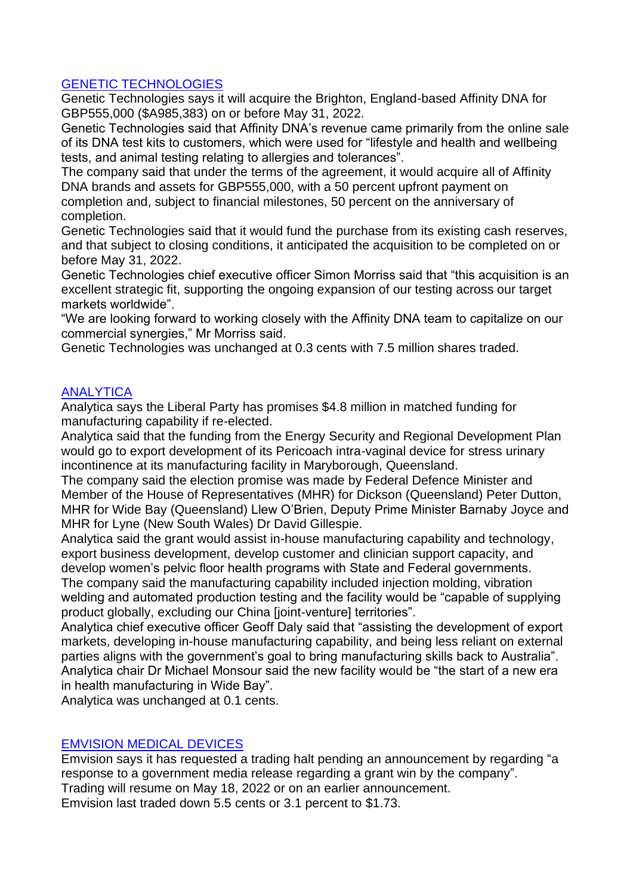## [GENETIC TECHNOLOGIES]

Genetic Technologies says it will acquire the Brighton, England-based Affinity DNA for GBP555,000 ($A985,383) on or before May 31, 2022.

Genetic Technologies said that Affinity DNA's revenue came primarily from the online sale of its DNA test kits to customers, which were used for "lifestyle and health and wellbeing tests, and animal testing relating to allergies and tolerances".

The company said that under the terms of the agreement, it would acquire all of Affinity DNA brands and assets for GBP555,000, with a 50 percent upfront payment on completion and, subject to financial milestones, 50 percent on the anniversary of completion.

Genetic Technologies said that it would fund the purchase from its existing cash reserves, and that subject to closing conditions, it anticipated the acquisition to be completed on or before May 31, 2022.

Genetic Technologies chief executive officer Simon Morriss said that "this acquisition is an excellent strategic fit, supporting the ongoing expansion of our testing across our target markets worldwide".

"We are looking forward to working closely with the Affinity DNA team to capitalize on our commercial synergies," Mr Morriss said.

Genetic Technologies was unchanged at 0.3 cents with 7.5 million shares traded.

## [ANALYTICA]

Analytica says the Liberal Party has promises $4.8 million in matched funding for manufacturing capability if re-elected.

Analytica said that the funding from the Energy Security and Regional Development Plan would go to export development of its Pericoach intra-vaginal device for stress urinary incontinence at its manufacturing facility in Maryborough, Queensland.

The company said the election promise was made by Federal Defence Minister and Member of the House of Representatives (MHR) for Dickson (Queensland) Peter Dutton, MHR for Wide Bay (Queensland) Llew O'Brien, Deputy Prime Minister Barnaby Joyce and MHR for Lyne (New South Wales) Dr David Gillespie.

Analytica said the grant would assist in-house manufacturing capability and technology, export business development, develop customer and clinician support capacity, and develop women's pelvic floor health programs with State and Federal governments.

The company said the manufacturing capability included injection molding, vibration welding and automated production testing and the facility would be "capable of supplying product globally, excluding our China [joint-venture] territories".

Analytica chief executive officer Geoff Daly said that "assisting the development of export markets, developing in-house manufacturing capability, and being less reliant on external parties aligns with the government's goal to bring manufacturing skills back to Australia".

Analytica chair Dr Michael Monsour said the new facility would be "the start of a new era in health manufacturing in Wide Bay".

Analytica was unchanged at 0.1 cents.

## [EMVISION MEDICAL DEVICES]

Emvision says it has requested a trading halt pending an announcement by regarding "a response to a government media release regarding a grant win by the company".

Trading will resume on May 18, 2022 or on an earlier announcement.

Emvision last traded down 5.5 cents or 3.1 percent to $1.73.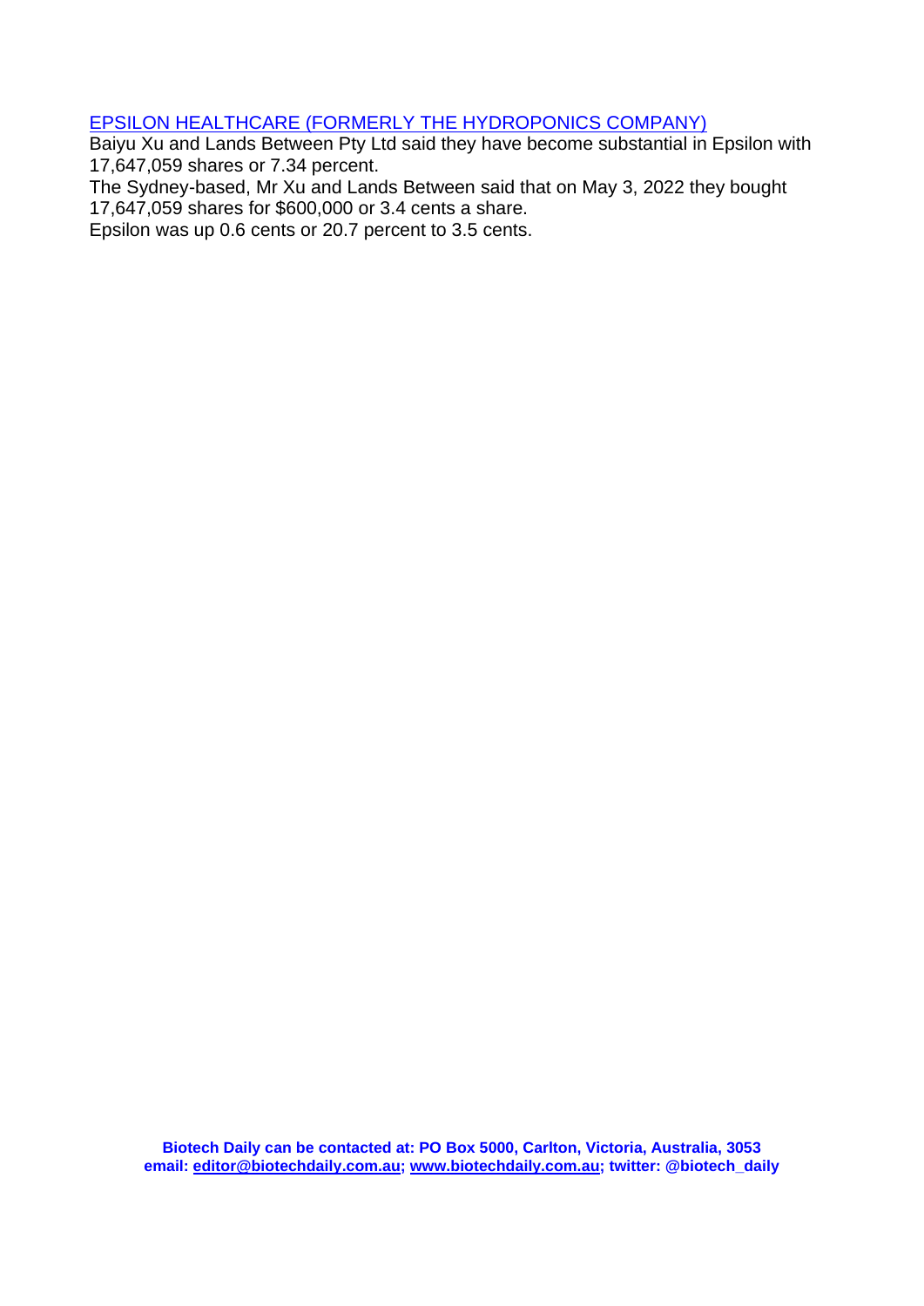## EPSILON HEALTHCARE (FORMERLY THE HYDROPONICS COMPANY)

Baiyu Xu and Lands Between Pty Ltd said they have become substantial in Epsilon with 17,647,059 shares or 7.34 percent.

The Sydney-based, Mr Xu and Lands Between said that on May 3, 2022 they bought 17,647,059 shares for $600,000 or 3.4 cents a share.

Epsilon was up 0.6 cents or 20.7 percent to 3.5 cents.

**Biotech Daily can be contacted at: PO Box 5000, Carlton, Victoria, Australia, 3053**
**email: editor@biotechdaily.com.au; www.biotechdaily.com.au; twitter: @biotech_daily**